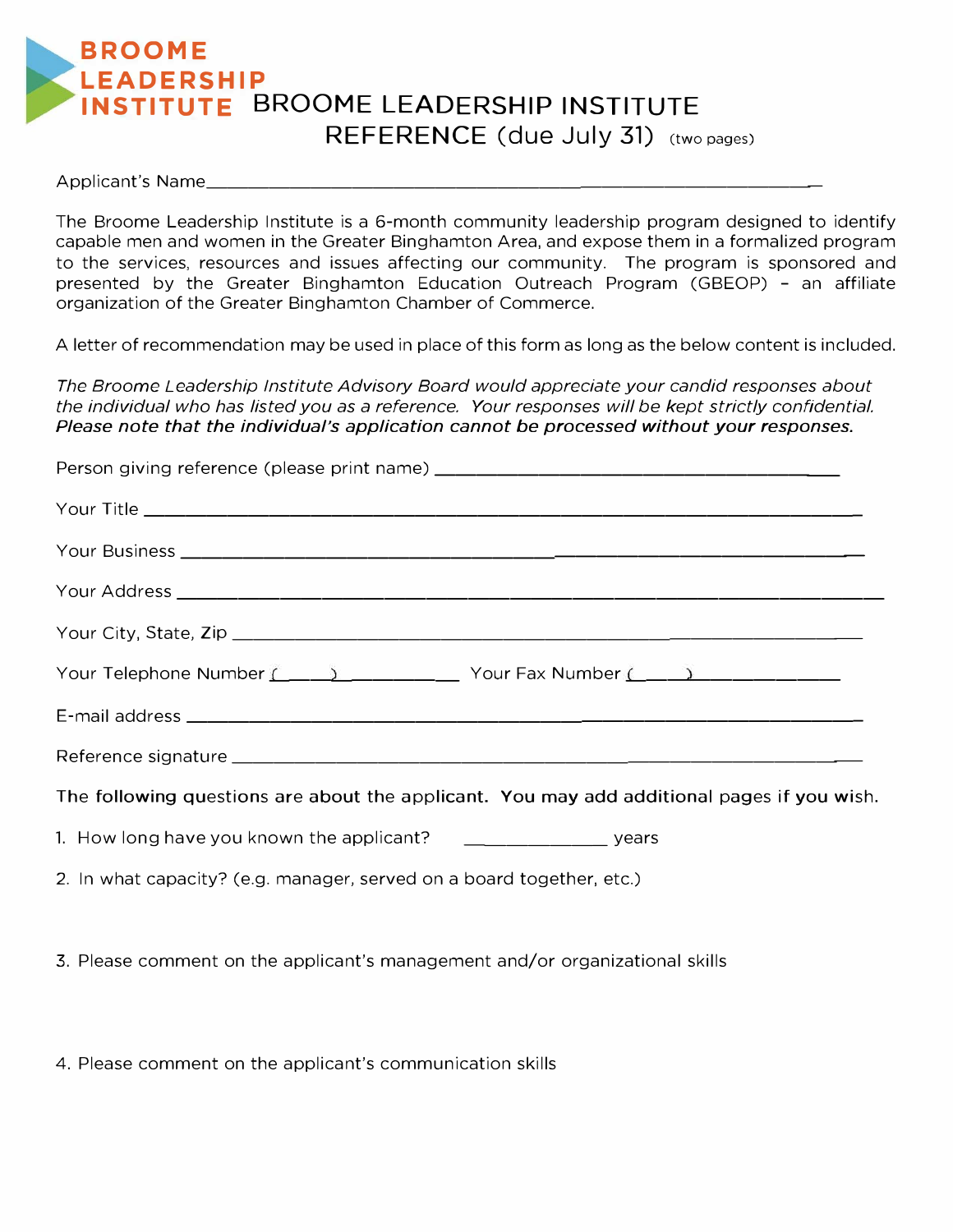**BROOME LEADERSHIP INSTITUTE**

# BROOME LEADERSHIP INSTITUTE
## REFERENCE (due July 31) (two pages)

Applicant's Name\_\_\_\_\_\_\_\_\_\_\_\_\_\_\_\_\_\_\_\_\_\_\_\_\_\_\_\_\_\_\_\_\_\_\_\_\_\_\_\_\_\_\_\_\_\_\_\_\_\_\_\_\_\_\_\_\_\_\_\_

The Broome Leadership Institute is a 6-month community leadership program designed to identify capable men and women in the Greater Binghamton Area, and expose them in a formalized program to the services, resources and issues affecting our community. The program is sponsored and presented by the Greater Binghamton Education Outreach Program (GBEOP) - an affiliate organization of the Greater Binghamton Chamber of Commerce.

A letter of recommendation may be used in place of this form as long as the below content is included.

*The Broome Leadership Institute Advisory Board would appreciate your candid responses about the individual who has listed you as a reference. Your responses will be kept strictly confidential.* ***Please note that the individual's application cannot be processed without your responses.***

Person giving reference (please print name) \_\_\_\_\_\_\_\_\_\_\_\_\_\_\_\_\_\_\_\_\_\_\_\_\_\_\_\_\_\_\_\_\_\_\_\_\_\_\_\_

Your Title \_\_\_\_\_\_\_\_\_\_\_\_\_\_\_\_\_\_\_\_\_\_\_\_\_\_\_\_\_\_\_\_\_\_\_\_\_\_\_\_\_\_\_\_\_\_\_\_\_\_\_\_\_\_\_\_\_\_\_\_\_\_\_\_\_\_

Your Business \_\_\_\_\_\_\_\_\_\_\_\_\_\_\_\_\_\_\_\_\_\_\_\_\_\_\_\_\_\_\_\_\_\_\_\_\_\_\_\_\_\_\_\_\_\_\_\_\_\_\_\_\_\_\_\_\_\_\_\_\_\_\_

Your Address \_\_\_\_\_\_\_\_\_\_\_\_\_\_\_\_\_\_\_\_\_\_\_\_\_\_\_\_\_\_\_\_\_\_\_\_\_\_\_\_\_\_\_\_\_\_\_\_\_\_\_\_\_\_\_\_\_\_\_\_\_\_\_\_\_

Your City, State, Zip \_\_\_\_\_\_\_\_\_\_\_\_\_\_\_\_\_\_\_\_\_\_\_\_\_\_\_\_\_\_\_\_\_\_\_\_\_\_\_\_\_\_\_\_\_\_\_\_\_\_\_\_\_\_\_\_\_\_

Your Telephone Number (\_\_\_\_) \_\_\_\_\_\_\_\_\_\_ Your Fax Number (\_\_\_\_) \_\_\_\_\_\_\_\_\_\_\_\_

E-mail address \_\_\_\_\_\_\_\_\_\_\_\_\_\_\_\_\_\_\_\_\_\_\_\_\_\_\_\_\_\_\_\_\_\_\_\_\_\_\_\_\_\_\_\_\_\_\_\_\_\_\_\_\_\_\_\_\_\_\_\_\_\_

Reference signature \_\_\_\_\_\_\_\_\_\_\_\_\_\_\_\_\_\_\_\_\_\_\_\_\_\_\_\_\_\_\_\_\_\_\_\_\_\_\_\_\_\_\_\_\_\_\_\_\_\_\_\_\_\_\_\_\_\_

**The following questions are about the applicant. You may add additional pages if you wish.**

1. How long have you known the applicant? \_\_\_\_\_\_\_\_\_\_\_\_ years

2. In what capacity? (e.g. manager, served on a board together, etc.)

3. Please comment on the applicant's management and/or organizational skills

4. Please comment on the applicant's communication skills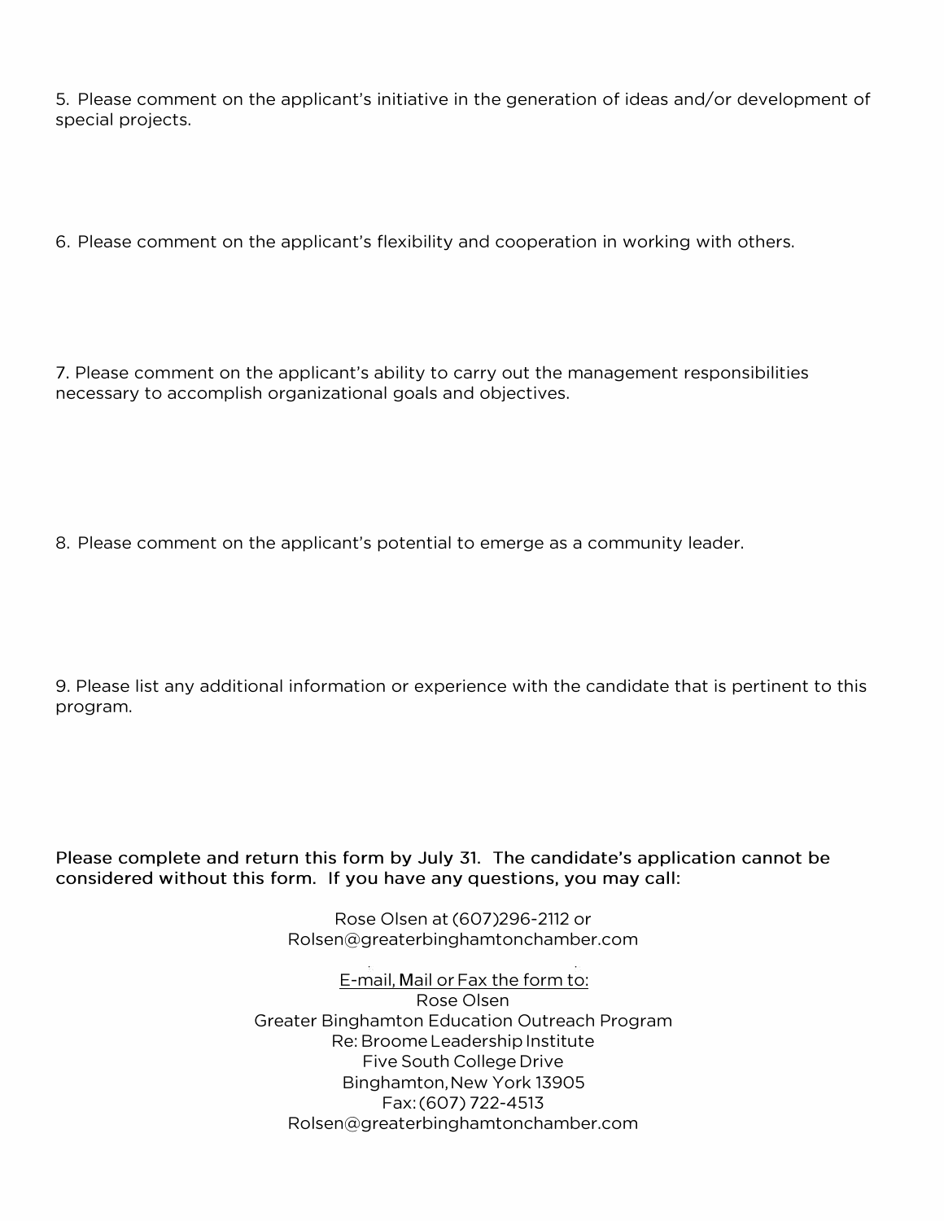5. Please comment on the applicant's initiative in the generation of ideas and/or development of special projects.

6. Please comment on the applicant's flexibility and cooperation in working with others.

7. Please comment on the applicant's ability to carry out the management responsibilities necessary to accomplish organizational goals and objectives.

8. Please comment on the applicant's potential to emerge as a community leader.

9. Please list any additional information or experience with the candidate that is pertinent to this program.

**Please complete and return this form by July 31. The candidate's application cannot be considered without this form. If you have any questions, you may call:**

Rose Olsen at (607)296-2112 or
Rolsen@greaterbinghamtonchamber.com

E-mail, Mail or Fax the form to:
Rose Olsen
Greater Binghamton Education Outreach Program
Re: Broome Leadership Institute
Five South College Drive
Binghamton, New York 13905
Fax: (607) 722-4513
Rolsen@greaterbinghamtonchamber.com